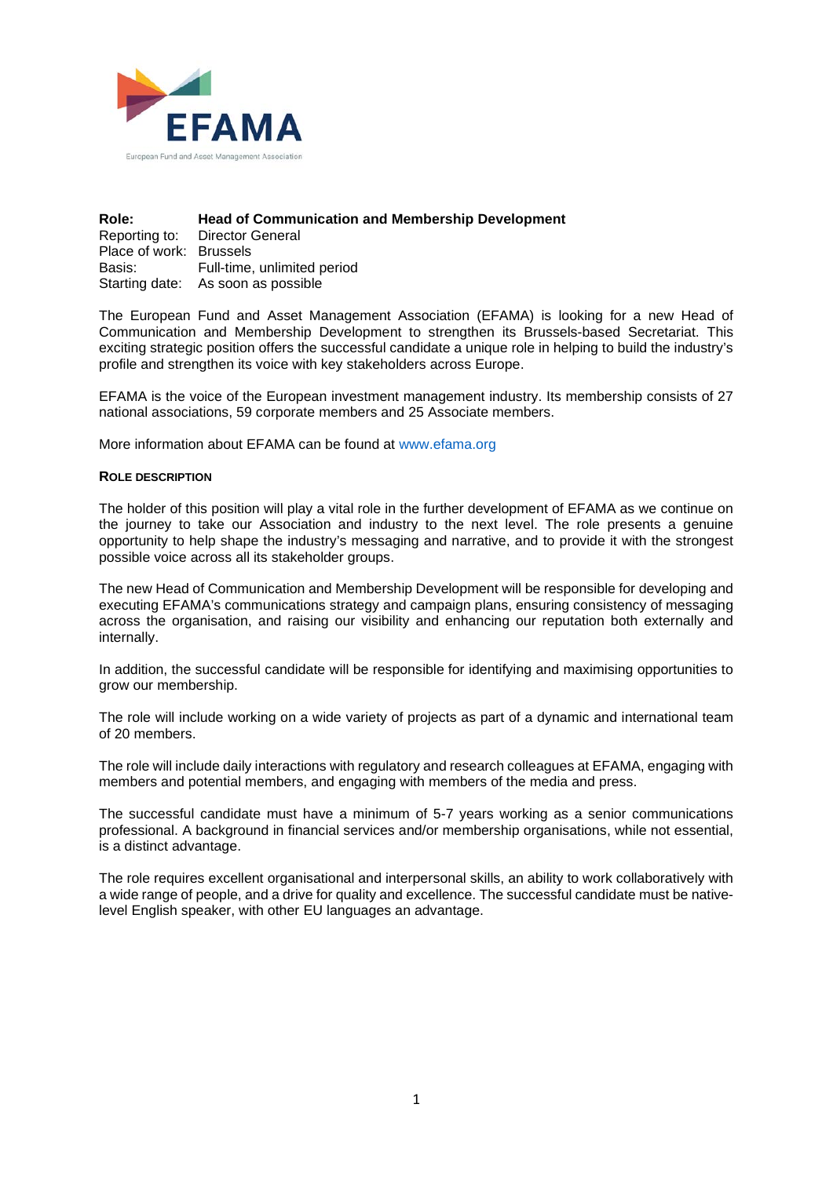EFAMA

European Fund and Asset Management Association

| **Role:** | **Head of Communication and Membership Development** |
|---|---|
| Reporting to: | Director General |
| Place of work: | Brussels |
| Basis: | Full-time, unlimited period |
| Starting date: | As soon as possible |

The European Fund and Asset Management Association (EFAMA) is looking for a new Head of Communication and Membership Development to strengthen its Brussels-based Secretariat. This exciting strategic position offers the successful candidate a unique role in helping to build the industry's profile and strengthen its voice with key stakeholders across Europe.

EFAMA is the voice of the European investment management industry. Its membership consists of 27 national associations, 59 corporate members and 25 Associate members.

More information about EFAMA can be found at www.efama.org

## ROLE DESCRIPTION

The holder of this position will play a vital role in the further development of EFAMA as we continue on the journey to take our Association and industry to the next level. The role presents a genuine opportunity to help shape the industry's messaging and narrative, and to provide it with the strongest possible voice across all its stakeholder groups.

The new Head of Communication and Membership Development will be responsible for developing and executing EFAMA's communications strategy and campaign plans, ensuring consistency of messaging across the organisation, and raising our visibility and enhancing our reputation both externally and internally.

In addition, the successful candidate will be responsible for identifying and maximising opportunities to grow our membership.

The role will include working on a wide variety of projects as part of a dynamic and international team of 20 members.

The role will include daily interactions with regulatory and research colleagues at EFAMA, engaging with members and potential members, and engaging with members of the media and press.

The successful candidate must have a minimum of 5-7 years working as a senior communications professional. A background in financial services and/or membership organisations, while not essential, is a distinct advantage.

The role requires excellent organisational and interpersonal skills, an ability to work collaboratively with a wide range of people, and a drive for quality and excellence. The successful candidate must be native-level English speaker, with other EU languages an advantage.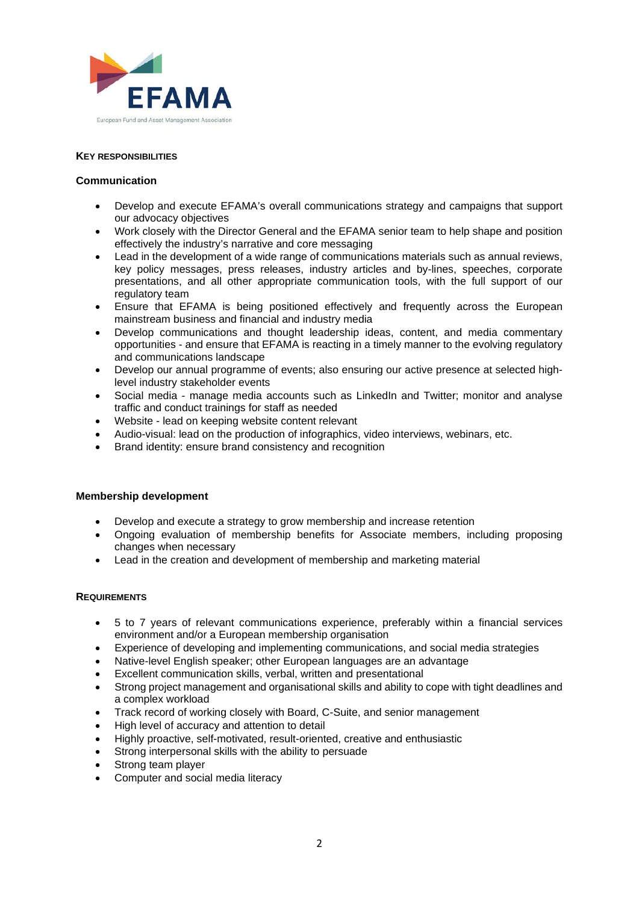## KEY RESPONSIBILITIES

### Communication

- Develop and execute EFAMA's overall communications strategy and campaigns that support our advocacy objectives
- Work closely with the Director General and the EFAMA senior team to help shape and position effectively the industry's narrative and core messaging
- Lead in the development of a wide range of communications materials such as annual reviews, key policy messages, press releases, industry articles and by-lines, speeches, corporate presentations, and all other appropriate communication tools, with the full support of our regulatory team
- Ensure that EFAMA is being positioned effectively and frequently across the European mainstream business and financial and industry media
- Develop communications and thought leadership ideas, content, and media commentary opportunities - and ensure that EFAMA is reacting in a timely manner to the evolving regulatory and communications landscape
- Develop our annual programme of events; also ensuring our active presence at selected high-level industry stakeholder events
- Social media - manage media accounts such as LinkedIn and Twitter; monitor and analyse traffic and conduct trainings for staff as needed
- Website - lead on keeping website content relevant
- Audio-visual: lead on the production of infographics, video interviews, webinars, etc.
- Brand identity: ensure brand consistency and recognition

### Membership development

- Develop and execute a strategy to grow membership and increase retention
- Ongoing evaluation of membership benefits for Associate members, including proposing changes when necessary
- Lead in the creation and development of membership and marketing material

## REQUIREMENTS

- 5 to 7 years of relevant communications experience, preferably within a financial services environment and/or a European membership organisation
- Experience of developing and implementing communications, and social media strategies
- Native-level English speaker; other European languages are an advantage
- Excellent communication skills, verbal, written and presentational
- Strong project management and organisational skills and ability to cope with tight deadlines and a complex workload
- Track record of working closely with Board, C-Suite, and senior management
- High level of accuracy and attention to detail
- Highly proactive, self-motivated, result-oriented, creative and enthusiastic
- Strong interpersonal skills with the ability to persuade
- Strong team player
- Computer and social media literacy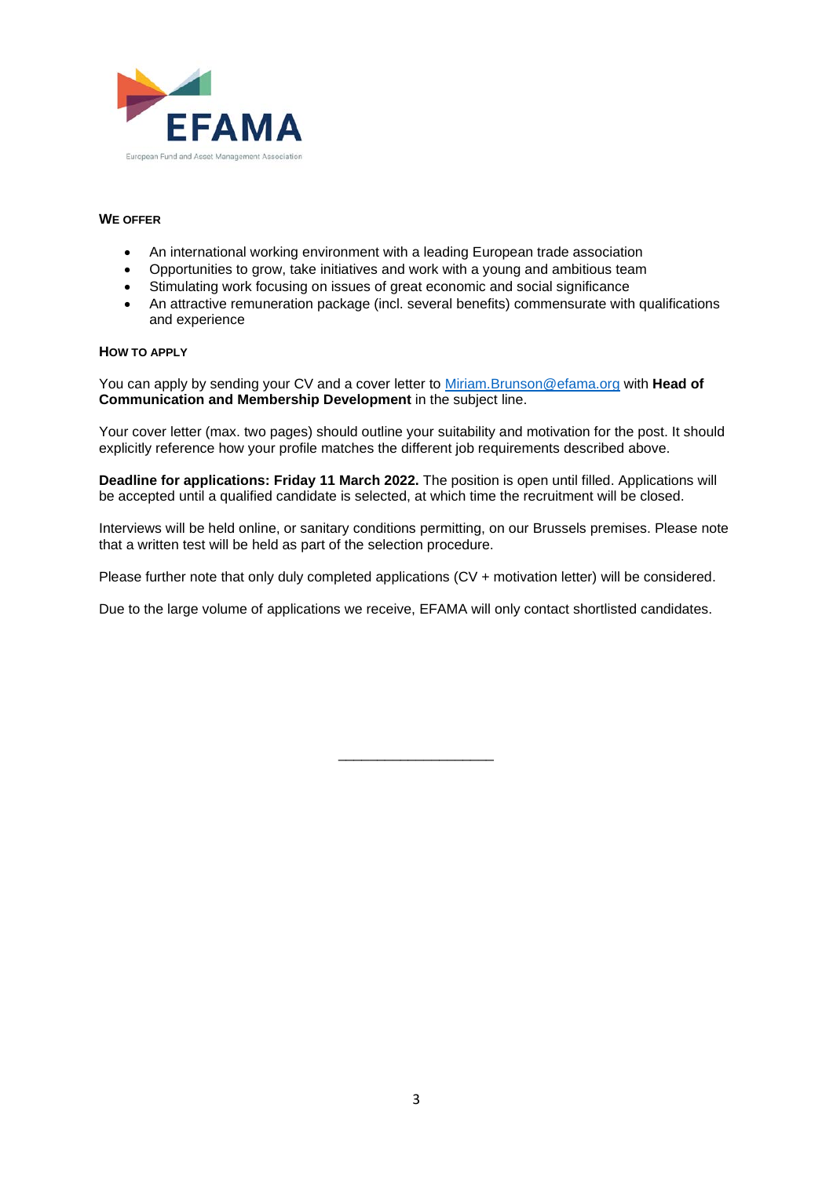### We offer

- An international working environment with a leading European trade association
- Opportunities to grow, take initiatives and work with a young and ambitious team
- Stimulating work focusing on issues of great economic and social significance
- An attractive remuneration package (incl. several benefits) commensurate with qualifications and experience

### How to apply

You can apply by sending your CV and a cover letter to Miriam.Brunson@efama.org with **Head of Communication and Membership Development** in the subject line.

Your cover letter (max. two pages) should outline your suitability and motivation for the post. It should explicitly reference how your profile matches the different job requirements described above.

**Deadline for applications: Friday 11 March 2022.** The position is open until filled. Applications will be accepted until a qualified candidate is selected, at which time the recruitment will be closed.

Interviews will be held online, or sanitary conditions permitting, on our Brussels premises. Please note that a written test will be held as part of the selection procedure.

Please further note that only duly completed applications (CV + motivation letter) will be considered.

Due to the large volume of applications we receive, EFAMA will only contact shortlisted candidates.

---